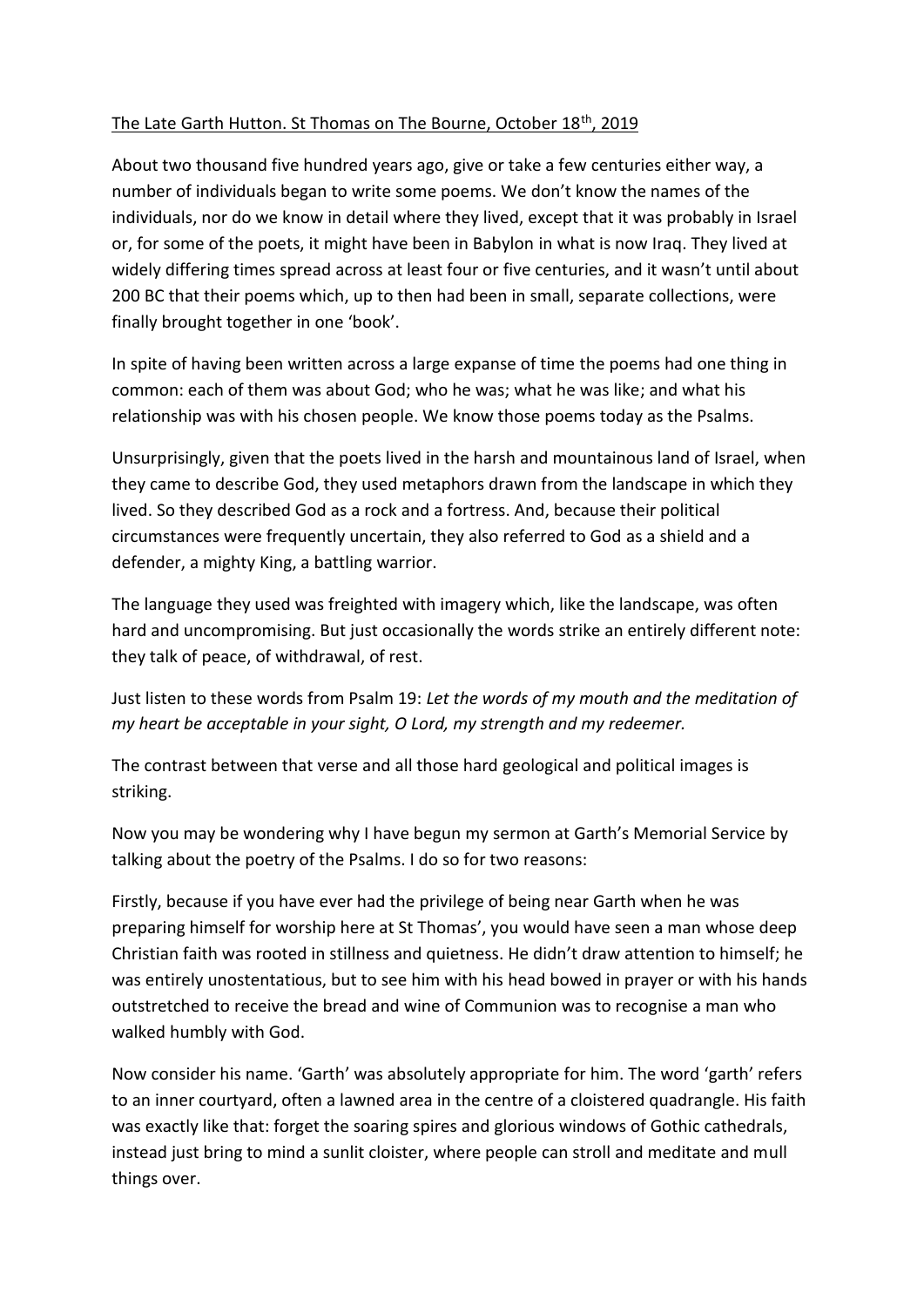The Late Garth Hutton. St Thomas on The Bourne, October 18th, 2019

About two thousand five hundred years ago, give or take a few centuries either way, a number of individuals began to write some poems. We don't know the names of the individuals, nor do we know in detail where they lived, except that it was probably in Israel or, for some of the poets, it might have been in Babylon in what is now Iraq. They lived at widely differing times spread across at least four or five centuries, and it wasn't until about 200 BC that their poems which, up to then had been in small, separate collections, were finally brought together in one 'book'.

In spite of having been written across a large expanse of time the poems had one thing in common: each of them was about God; who he was; what he was like; and what his relationship was with his chosen people. We know those poems today as the Psalms.

Unsurprisingly, given that the poets lived in the harsh and mountainous land of Israel, when they came to describe God, they used metaphors drawn from the landscape in which they lived. So they described God as a rock and a fortress. And, because their political circumstances were frequently uncertain, they also referred to God as a shield and a defender, a mighty King, a battling warrior.

The language they used was freighted with imagery which, like the landscape, was often hard and uncompromising. But just occasionally the words strike an entirely different note: they talk of peace, of withdrawal, of rest.

Just listen to these words from Psalm 19: *Let the words of my mouth and the meditation of my heart be acceptable in your sight, O Lord, my strength and my redeemer.*

The contrast between that verse and all those hard geological and political images is striking.

Now you may be wondering why I have begun my sermon at Garth's Memorial Service by talking about the poetry of the Psalms. I do so for two reasons:

Firstly, because if you have ever had the privilege of being near Garth when he was preparing himself for worship here at St Thomas', you would have seen a man whose deep Christian faith was rooted in stillness and quietness. He didn't draw attention to himself; he was entirely unostentatious, but to see him with his head bowed in prayer or with his hands outstretched to receive the bread and wine of Communion was to recognise a man who walked humbly with God.

Now consider his name. 'Garth' was absolutely appropriate for him. The word 'garth' refers to an inner courtyard, often a lawned area in the centre of a cloistered quadrangle. His faith was exactly like that: forget the soaring spires and glorious windows of Gothic cathedrals, instead just bring to mind a sunlit cloister, where people can stroll and meditate and mull things over.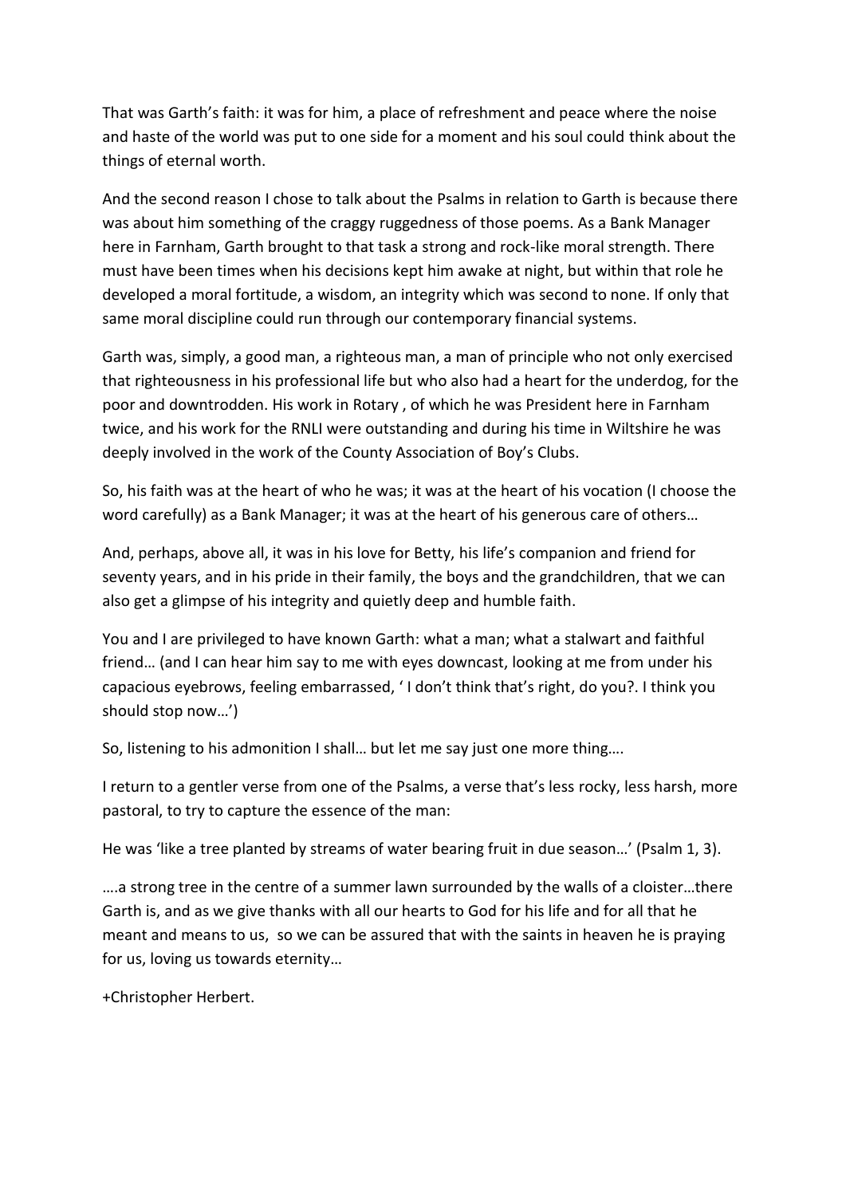That was Garth's faith: it was for him, a place of refreshment and peace where the noise and haste of the world was put to one side for a moment and his soul could think about the things of eternal worth.

And the second reason I chose to talk about the Psalms in relation to Garth is because there was about him something of the craggy ruggedness of those poems. As a Bank Manager here in Farnham, Garth brought to that task a strong and rock-like moral strength. There must have been times when his decisions kept him awake at night, but within that role he developed a moral fortitude, a wisdom, an integrity which was second to none. If only that same moral discipline could run through our contemporary financial systems.

Garth was, simply, a good man, a righteous man, a man of principle who not only exercised that righteousness in his professional life but who also had a heart for the underdog, for the poor and downtrodden. His work in Rotary , of which he was President here in Farnham twice, and his work for the RNLI were outstanding and during his time in Wiltshire he was deeply involved in the work of the County Association of Boy's Clubs.

So, his faith was at the heart of who he was; it was at the heart of his vocation (I choose the word carefully) as a Bank Manager; it was at the heart of his generous care of others…

And, perhaps, above all, it was in his love for Betty, his life's companion and friend for seventy years, and in his pride in their family, the boys and the grandchildren, that we can also get a glimpse of his integrity and quietly deep and humble faith.

You and I are privileged to have known Garth: what a man; what a stalwart and faithful friend… (and I can hear him say to me with eyes downcast, looking at me from under his capacious eyebrows, feeling embarrassed, ' I don't think that's right, do you?. I think you should stop now…')

So, listening to his admonition I shall… but let me say just one more thing….

I return to a gentler verse from one of the Psalms, a verse that's less rocky, less harsh, more pastoral, to try to capture the essence of the man:

He was 'like a tree planted by streams of water bearing fruit in due season…' (Psalm 1, 3).

….a strong tree in the centre of a summer lawn surrounded by the walls of a cloister…there Garth is, and as we give thanks with all our hearts to God for his life and for all that he meant and means to us, so we can be assured that with the saints in heaven he is praying for us, loving us towards eternity…

+Christopher Herbert.